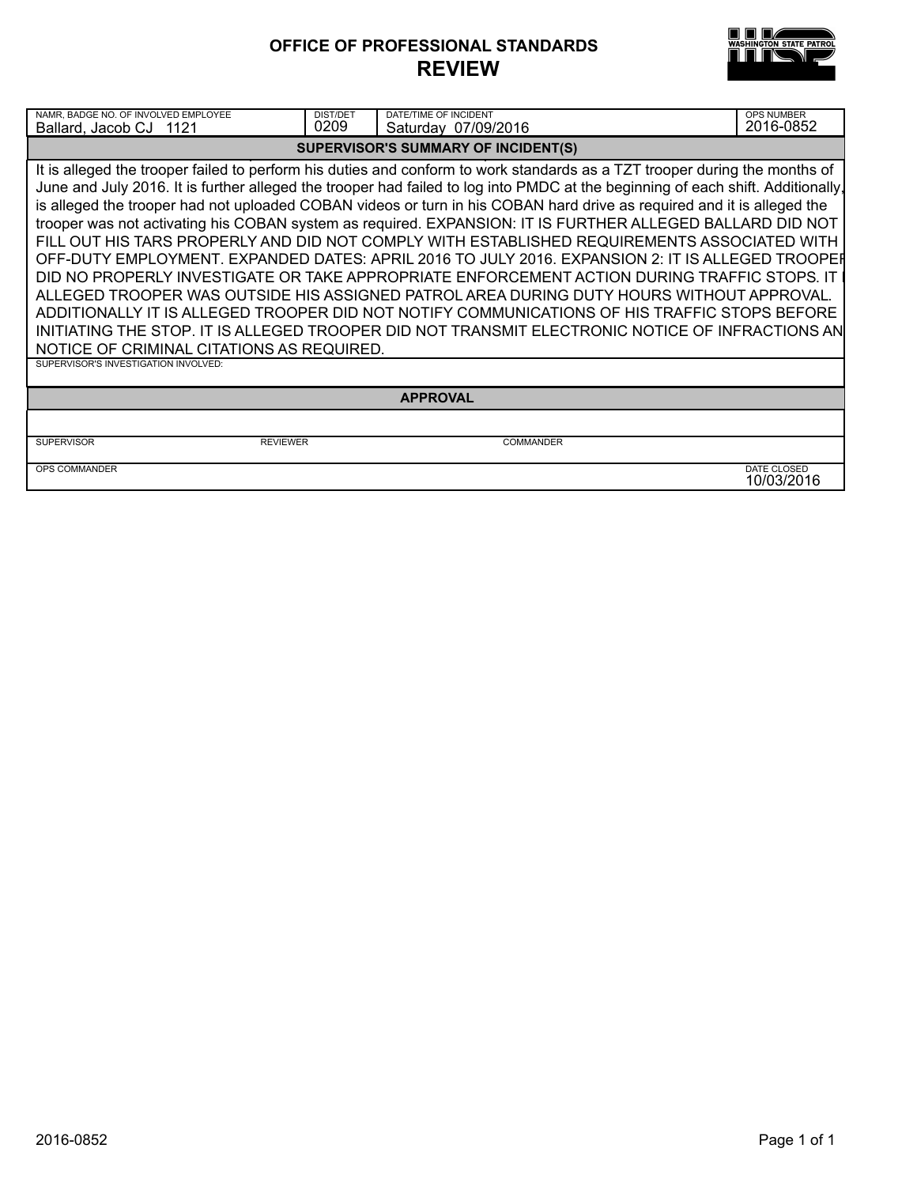# OFFICE OF PROFESSIONAL STANDARDS
## REVIEW

| NAMR, BADGE NO. OF INVOLVED EMPLOYEE | DIST/DET | DATE/TIME OF INCIDENT | OPS NUMBER |
|---|---|---|---|
| Ballard, Jacob CJ 1121 | 0209 | Saturday 07/09/2016 | 2016-0852 |

**SUPERVISOR'S SUMMARY OF INCIDENT(S)**

It is alleged the trooper failed to perform his duties and conform to work standards as a TZT trooper during the months of June and July 2016. It is further alleged the trooper had failed to log into PMDC at the beginning of each shift. Additionally, is alleged the trooper had not uploaded COBAN videos or turn in his COBAN hard drive as required and it is alleged the trooper was not activating his COBAN system as required. EXPANSION: IT IS FURTHER ALLEGED BALLARD DID NOT FILL OUT HIS TARS PROPERLY AND DID NOT COMPLY WITH ESTABLISHED REQUIREMENTS ASSOCIATED WITH OFF-DUTY EMPLOYMENT. EXPANDED DATES: APRIL 2016 TO JULY 2016. EXPANSION 2: IT IS ALLEGED TROOPER DID NO PROPERLY INVESTIGATE OR TAKE APPROPRIATE ENFORCEMENT ACTION DURING TRAFFIC STOPS. IT I ALLEGED TROOPER WAS OUTSIDE HIS ASSIGNED PATROL AREA DURING DUTY HOURS WITHOUT APPROVAL. ADDITIONALLY IT IS ALLEGED TROOPER DID NOT NOTIFY COMMUNICATIONS OF HIS TRAFFIC STOPS BEFORE INITIATING THE STOP. IT IS ALLEGED TROOPER DID NOT TRANSMIT ELECTRONIC NOTICE OF INFRACTIONS AN NOTICE OF CRIMINAL CITATIONS AS REQUIRED.

SUPERVISOR'S INVESTIGATION INVOLVED:

**APPROVAL**

| SUPERVISOR | REVIEWER | COMMANDER |
|---|---|---|
| | | |

| OPS COMMANDER | DATE CLOSED |
|---|---|
| | 10/03/2016 |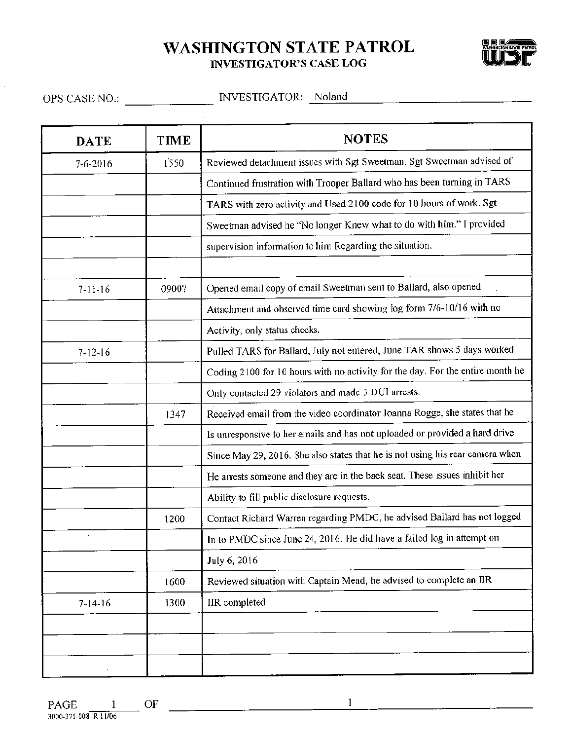# WASHINGTON STATE PATROL

## INVESTIGATOR'S CASE LOG

OPS CASE NO.: ______________ INVESTIGATOR: Noland

| DATE | TIME | NOTES |
|---|---|---|
| 7-6-2016 | 1550 | Reviewed detachment issues with Sgt Sweetman. Sgt Sweetman advised of |
| | | Continued frustration with Trooper Ballard who has been turning in TARS |
| | | TARS with zero activity and Used 2100 code for 10 hours of work. Sgt |
| | | Sweetman advised he "No longer Knew what to do with him." I provided |
| | | supervision information to him Regarding the situation. |
| | | |
| 7-11-16 | 0900? | Opened email copy of email Sweetman sent to Ballard, also opened |
| | | Attachment and observed time card showing log form 7/6-10/16 with no |
| | | Activity, only status checks. |
| 7-12-16 | | Pulled TARS for Ballard, July not entered, June TAR shows 5 days worked |
| | | Coding 2100 for 10 hours with no activity for the day. For the entire month he |
| | | Only contacted 29 violators and made 3 DUI arrests. |
| | 1347 | Received email from the video coordinator Joanna Rogge, she states that he |
| | | Is unresponsive to her emails and has not uploaded or provided a hard drive |
| | | Since May 29, 2016. She also states that he is not using his rear camera when |
| | | He arrests someone and they are in the back seat. These issues inhibit her |
| | | Ability to fill public disclosure requests. |
| | 1200 | Contact Richard Warren regarding PMDC, he advised Ballard has not logged |
| | | In to PMDC since June 24, 2016. He did have a failed log in attempt on |
| | | July 6, 2016 |
| | 1600 | Reviewed situation with Captain Mead, he advised to complete an IIR |
| 7-14-16 | 1300 | IIR completed |
| | | |
| | | |
| | | |

PAGE 1 OF 1

3000-371-008 R 11/06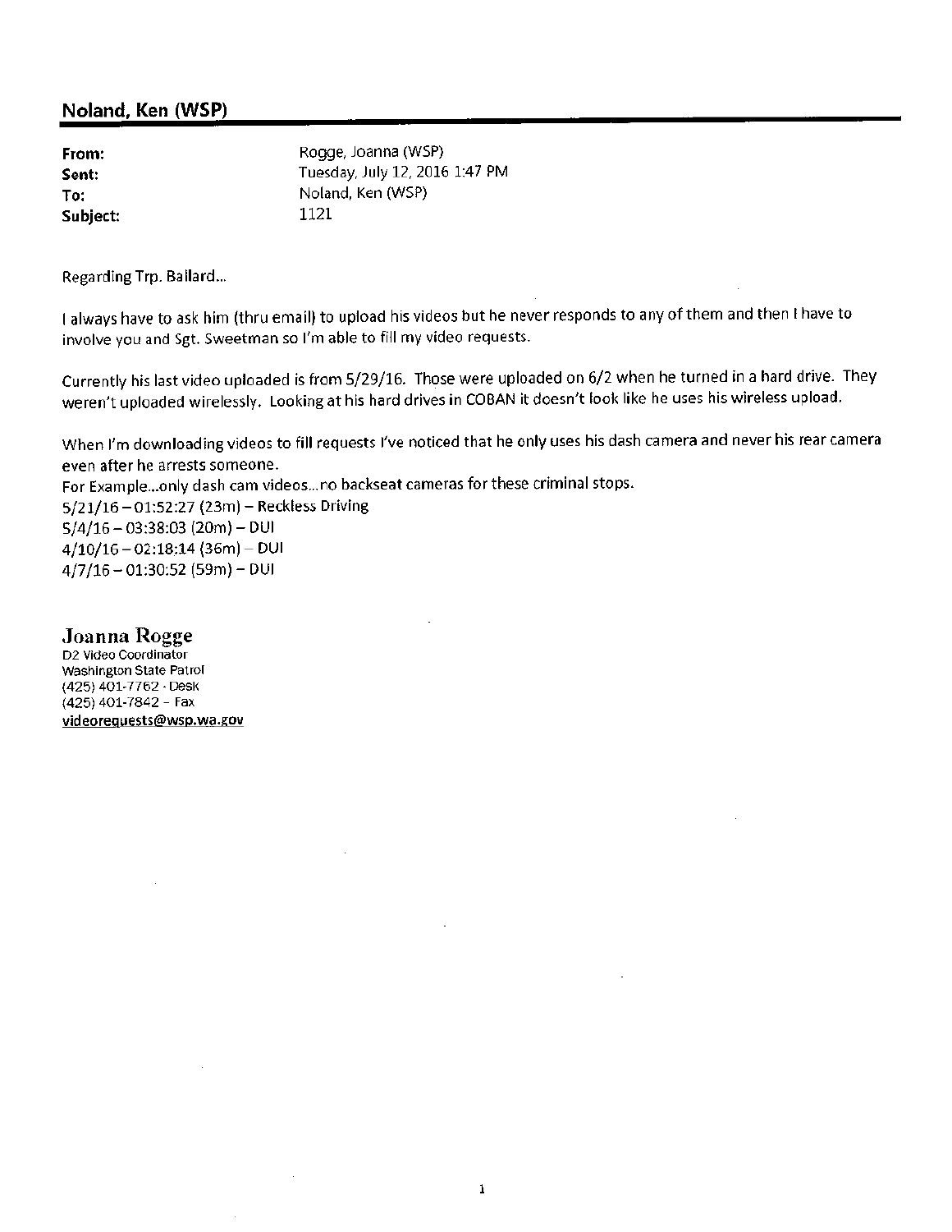## Noland, Ken (WSP)

| | |
|---|---|
| **From:** | Rogge, Joanna (WSP) |
| **Sent:** | Tuesday, July 12, 2016 1:47 PM |
| **To:** | Noland, Ken (WSP) |
| **Subject:** | 1121 |

Regarding Trp. Ballard...

I always have to ask him (thru email) to upload his videos but he never responds to any of them and then I have to involve you and Sgt. Sweetman so I'm able to fill my video requests.

Currently his last video uploaded is from 5/29/16. Those were uploaded on 6/2 when he turned in a hard drive. They weren't uploaded wirelessly. Looking at his hard drives in COBAN it doesn't look like he uses his wireless upload.

When I'm downloading videos to fill requests I've noticed that he only uses his dash camera and never his rear camera even after he arrests someone.
For Example...only dash cam videos...no backseat cameras for these criminal stops.
5/21/16 – 01:52:27 (23m) – Reckless Driving
5/4/16 – 03:38:03 (20m) – DUI
4/10/16 – 02:18:14 (36m) – DUI
4/7/16 – 01:30:52 (59m) – DUI

**Joanna Rogge**
D2 Video Coordinator
Washington State Patrol
(425) 401-7762 - Desk
(425) 401-7842 – Fax
videorequests@wsp.wa.gov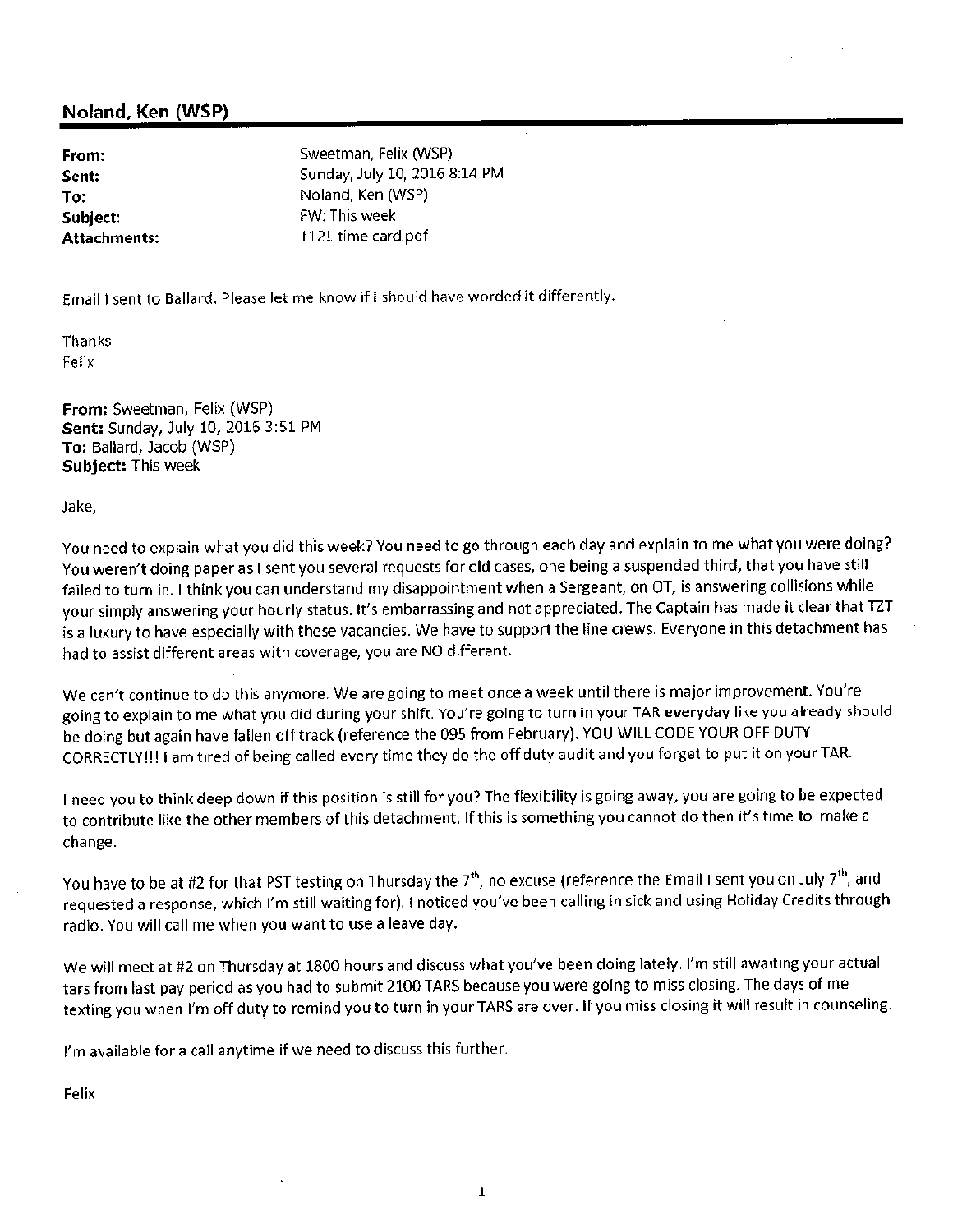## Noland, Ken (WSP)

| | |
|---|---|
| **From:** | Sweetman, Felix (WSP) |
| **Sent:** | Sunday, July 10, 2016 8:14 PM |
| **To:** | Noland, Ken (WSP) |
| **Subject:** | FW: This week |
| **Attachments:** | 1121 time card.pdf |

Email I sent to Ballard. Please let me know if I should have worded it differently.

Thanks
Felix

**From:** Sweetman, Felix (WSP)
**Sent:** Sunday, July 10, 2016 3:51 PM
**To:** Ballard, Jacob (WSP)
**Subject:** This week

Jake,

You need to explain what you did this week? You need to go through each day and explain to me what you were doing? You weren't doing paper as I sent you several requests for old cases, one being a suspended third, that you have still failed to turn in. I think you can understand my disappointment when a Sergeant, on OT, is answering collisions while your simply answering your hourly status. It's embarrassing and not appreciated. The Captain has made it clear that TZT is a luxury to have especially with these vacancies. We have to support the line crews. Everyone in this detachment has had to assist different areas with coverage, you are NO different.

We can't continue to do this anymore. We are going to meet once a week until there is major improvement. You're going to explain to me what you did during your shift. You're going to turn in your TAR **everyday** like you already should be doing but again have fallen off track (reference the 095 from February). YOU WILL CODE YOUR OFF DUTY CORRECTLY!!! I am tired of being called every time they do the off duty audit and you forget to put it on your TAR.

I need you to think deep down if this position is still for you? The flexibility is going away, you are going to be expected to contribute like the other members of this detachment. If this is something you cannot do then it's time to make a change.

You have to be at #2 for that PST testing on Thursday the 7th, no excuse (reference the Email I sent you on July 7th, and requested a response, which I'm still waiting for). I noticed you've been calling in sick and using Holiday Credits through radio. You will call me when you want to use a leave day.

We will meet at #2 on Thursday at 1800 hours and discuss what you've been doing lately. I'm still awaiting your actual tars from last pay period as you had to submit 2100 TARS because you were going to miss closing. The days of me texting you when I'm off duty to remind you to turn in your TARS are over. If you miss closing it will result in counseling.

I'm available for a call anytime if we need to discuss this further.

Felix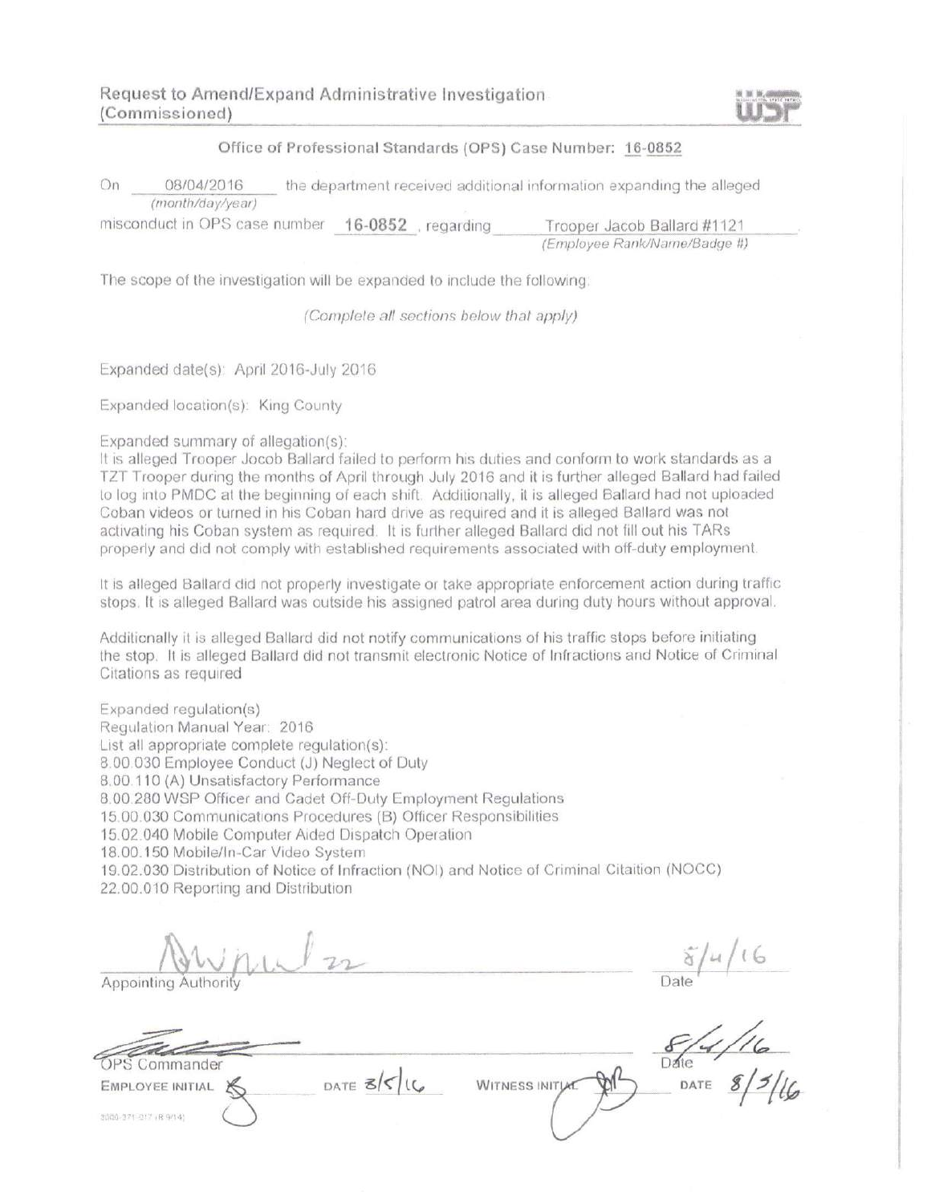# Request to Amend/Expand Administrative Investigation (Commissioned)

WSP

Office of Professional Standards (OPS) Case Number: 16-0852

On 08/04/2016 (month/day/year) the department received additional information expanding the alleged misconduct in OPS case number **16-0852**, regarding Trooper Jacob Ballard #1121 (Employee Rank/Name/Badge #).

The scope of the investigation will be expanded to include the following:

*(Complete all sections below that apply)*

Expanded date(s): April 2016-July 2016

Expanded location(s): King County

Expanded summary of allegation(s):

It is alleged Trooper Jocob Ballard failed to perform his duties and conform to work standards as a TZT Trooper during the months of April through July 2016 and it is further alleged Ballard had failed to log into PMDC at the beginning of each shift. Additionally, it is alleged Ballard had not uploaded Coban videos or turned in his Coban hard drive as required and it is alleged Ballard was not activating his Coban system as required. It is further alleged Ballard did not fill out his TARs properly and did not comply with established requirements associated with off-duty employment.

It is alleged Ballard did not properly investigate or take appropriate enforcement action during traffic stops. It is alleged Ballard was outside his assigned patrol area during duty hours without approval.

Additionally it is alleged Ballard did not notify communications of his traffic stops before initiating the stop. It is alleged Ballard did not transmit electronic Notice of Infractions and Notice of Criminal Citations as required

Expanded regulation(s)
Regulation Manual Year: 2016
List all appropriate complete regulation(s):
8.00.030 Employee Conduct (J) Neglect of Duty
8.00.110 (A) Unsatisfactory Performance
8.00.280 WSP Officer and Cadet Off-Duty Employment Regulations
15.00.030 Communications Procedures (B) Officer Responsibilities
15.02.040 Mobile Computer Aided Dispatch Operation
18.00.150 Mobile/In-Car Video System
19.02.030 Distribution of Notice of Infraction (NOI) and Notice of Criminal Citaition (NOCC)
22.00.010 Reporting and Distribution

[Signature] 22
Appointing Authority

Date: 8/4/16

[Signature]
OPS Commander

Date: 8/4/16

EMPLOYEE INITIAL [Initials] DATE 8/5/16 WITNESS INITIAL [Initials] DATE 8/5/16

3000-371-017 (R 9/14)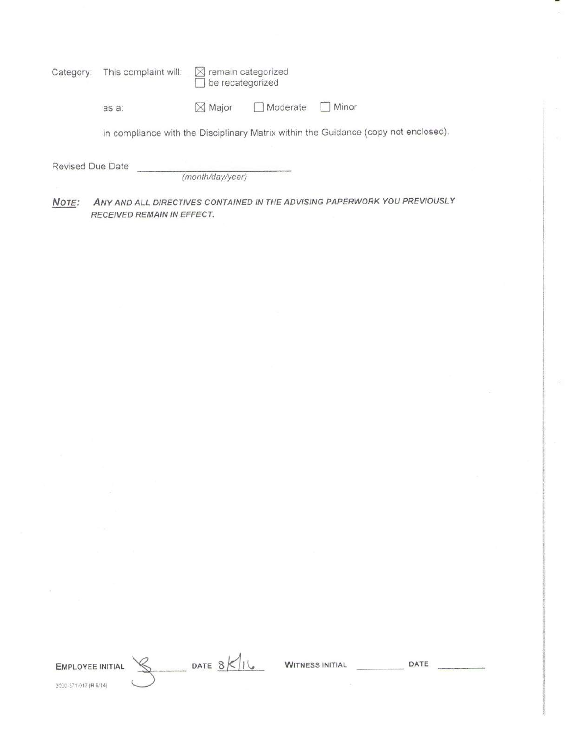Category: This complaint will: ☒ remain categorized
☐ be recategorized

as a: ☒ Major ☐ Moderate ☐ Minor

in compliance with the Disciplinary Matrix within the Guidance (copy not enclosed).

Revised Due Date ______________________
(month/day/year)

***NOTE:*** ***ANY AND ALL DIRECTIVES CONTAINED IN THE ADVISING PAPERWORK YOU PREVIOUSLY RECEIVED REMAIN IN EFFECT.***

EMPLOYEE INITIAL [initials] DATE 8/5/16 WITNESS INITIAL ________ DATE ________

3000-371-917 (R 9/14)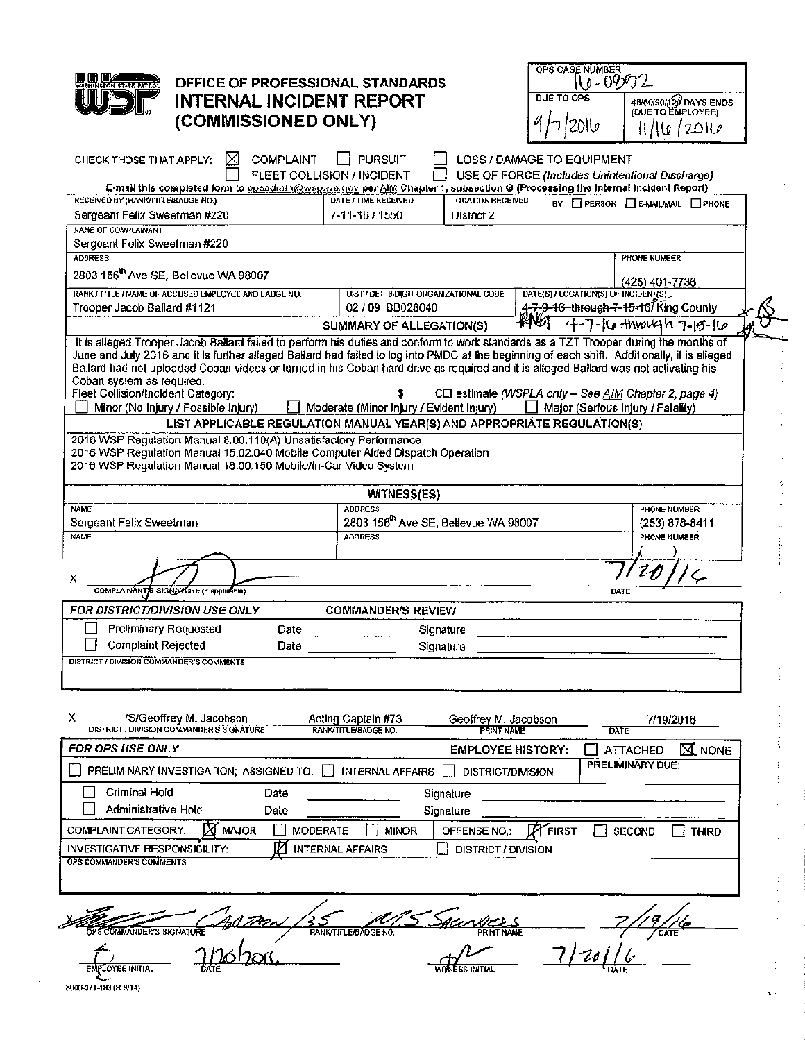# OFFICE OF PROFESSIONAL STANDARDS
# INTERNAL INCIDENT REPORT (COMMISSIONED ONLY)

| OPS CASE NUMBER | |
|---|---|
| 16-0802 | |
| DUE TO OPS | 45/60/90/120 DAYS ENDS (DUE TO EMPLOYEE) |
| 9/7/2016 | 11/16/2016 |

CHECK THOSE THAT APPLY: ☒ COMPLAINT ☐ PURSUIT ☐ LOSS / DAMAGE TO EQUIPMENT ☐ FLEET COLLISION / INCIDENT ☐ USE OF FORCE *(Includes Unintentional Discharge)*

**E-mail this completed form to opsadmin@wsp.wa.gov per AIM Chapter 1, subsection G (Processing the Internal Incident Report)**

| RECEIVED BY (RANK/TITLE/BADGE NO.) | DATE / TIME RECEIVED | LOCATION RECEIVED | BY ☐ PERSON ☐ E-MAIL/MAIL ☐ PHONE |
|---|---|---|---|
| Sergeant Felix Sweetman #220 | 7-11-16 / 1550 | District 2 | |

| NAME OF COMPLAINANT | |
|---|---|
| Sergeant Felix Sweetman #220 | |
| ADDRESS | PHONE NUMBER |
| 2803 156th Ave SE, Bellevue WA 98007 | (425) 401-7736 |

| RANK / TITLE / NAME OF ACCUSED EMPLOYEE AND BADGE NO. | DIST / DET 8-DIGIT ORGANIZATIONAL CODE | DATE(S) / LOCATION(S) OF INCIDENT(S) |
|---|---|---|
| Trooper Jacob Ballard #1121 | 02 / 09 BB028040 | ~~4-7-9-16 through 7-15-16~~ / King County 4-7-16 through 7-15-16 |

## SUMMARY OF ALLEGATION(S)

It is alleged Trooper Jacob Ballard failed to perform his duties and conform to work standards as a TZT Trooper during the months of June and July 2016 and it is further alleged Ballard had failed to log into PMDC at the beginning of each shift. Additionally, it is alleged Ballard had not uploaded Coban videos or turned in his Coban hard drive as required and it is alleged Ballard was not activating his Coban system as required.

Fleet Collision/Incident Category: $ CEI estimate *(WSPLA only – See AIM Chapter 2, page 4)*

☐ Minor (No Injury / Possible Injury) ☐ Moderate (Minor Injury / Evident Injury) ☐ Major (Serious Injury / Fatality)

## LIST APPLICABLE REGULATION MANUAL YEAR(S) AND APPROPRIATE REGULATION(S)

2016 WSP Regulation Manual 8.00.110(A) Unsatisfactory Performance
2016 WSP Regulation Manual 15.02.040 Mobile Computer Aided Dispatch Operation
2016 WSP Regulation Manual 18.00.150 Mobile/In-Car Video System

## WITNESS(ES)

| NAME | ADDRESS | PHONE NUMBER |
|---|---|---|
| Sergeant Felix Sweetman | 2803 156th Ave SE, Bellevue WA 98007 | (253) 878-8411 |
| | | ( ) |

X [signature] COMPLAINANT'S SIGNATURE (if applicable) DATE 7/20/16

| FOR DISTRICT/DIVISION USE ONLY | COMMANDER'S REVIEW | | | |
|---|---|---|---|---|
| ☐ Preliminary Requested | Date | | Signature | |
| ☐ Complaint Rejected | Date | | Signature | |

DISTRICT / DIVISION COMMANDER'S COMMENTS

| X /S/Geoffrey M. Jacobson | Acting Captain #73 | Geoffrey M. Jacobson | 7/19/2016 |
|---|---|---|---|
| DISTRICT / DIVISION COMMANDER'S SIGNATURE | RANK/TITLE/BADGE NO. | PRINT NAME | DATE |

**FOR OPS USE ONLY** EMPLOYEE HISTORY: ☐ ATTACHED ☒ NONE

☐ PRELIMINARY INVESTIGATION; ASSIGNED TO: ☐ INTERNAL AFFAIRS ☐ DISTRICT/DIVISION PRELIMINARY DUE:

| ☐ Criminal Hold | Date | | Signature | |
|---|---|---|---|---|
| ☐ Administrative Hold | Date | | Signature | |

COMPLAINT CATEGORY: ☒ MAJOR ☐ MODERATE ☐ MINOR OFFENSE NO.: ☒ FIRST ☐ SECOND ☐ THIRD

INVESTIGATIVE RESPONSIBILITY: ☒ INTERNAL AFFAIRS ☐ DISTRICT / DIVISION

OPS COMMANDER'S COMMENTS

| [signature] | Captain / 35 | M.S. Saunders | 7/19/16 |
|---|---|---|---|
| OPS COMMANDER'S SIGNATURE | RANK/TITLE/BADGE NO. | PRINT NAME | DATE |

| [initial] | 7/20/2016 | [initial] | 7/20/16 |
|---|---|---|---|
| EMPLOYEE INITIAL | DATE | WITNESS INITIAL | DATE |

3000-371-183 (R 9/14)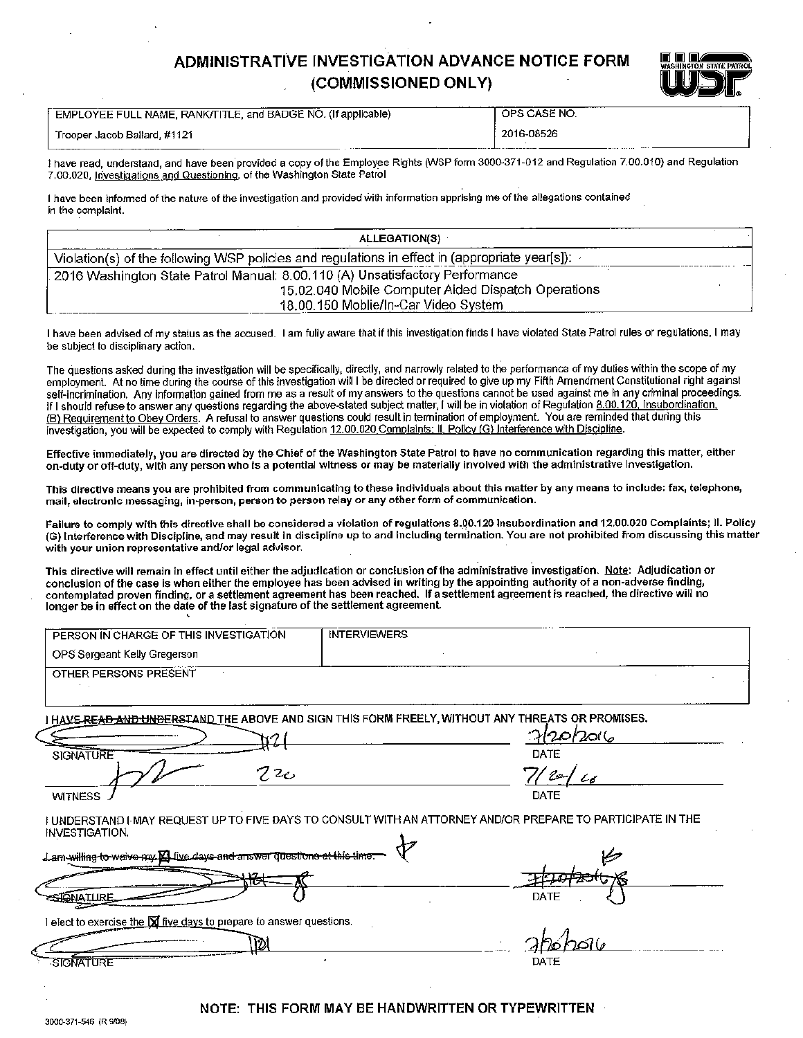# ADMINISTRATIVE INVESTIGATION ADVANCE NOTICE FORM (COMMISSIONED ONLY)

| EMPLOYEE FULL NAME, RANK/TITLE, and BADGE NO. (If applicable) | OPS CASE NO. |
|---|---|
| Trooper Jacob Ballard, #1121 | 2016-08526 |

I have read, understand, and have been provided a copy of the Employee Rights (WSP form 3000-371-012 and Regulation 7.00.010) and Regulation 7.00.020, Investigations and Questioning, of the Washington State Patrol

I have been informed of the nature of the investigation and provided with information apprising me of the allegations contained in the complaint.

| ALLEGATION(S) |
|---|
| Violation(s) of the following WSP policies and regulations in effect in (appropriate year[s]): |
| 2016 Washington State Patrol Manual: 8.00.110 (A) Unsatisfactory Performance<br>15.02.040 Mobile Computer Aided Dispatch Operations<br>18.00.150 Moblie/In-Car Video System |

I have been advised of my status as the accused. I am fully aware that if this investigation finds I have violated State Patrol rules or regulations, I may be subject to disciplinary action.

The questions asked during the investigation will be specifically, directly, and narrowly related to the performance of my duties within the scope of my employment. At no time during the course of this investigation will I be directed or required to give up my Fifth Amendment Constitutional right against self-incrimination. Any information gained from me as a result of my answers to the questions cannot be used against me in any criminal proceedings. If I should refuse to answer any questions regarding the above-stated subject matter, I will be in violation of Regulation 8.00.120, Insubordination, (B) Requirement to Obey Orders. A refusal to answer questions could result in termination of employment. You are reminded that during this investigation, you will be expected to comply with Regulation 12.00.020 Complaints; II. Policy (G) Interference with Discipline.

**Effective immediately, you are directed by the Chief of the Washington State Patrol to have no communication regarding this matter, either on-duty or off-duty, with any person who is a potential witness or may be materially involved with the administrative investigation.**

**This directive means you are prohibited from communicating to these individuals about this matter by any means to include: fax, telephone, mail, electronic messaging, in-person, person to person relay or any other form of communication.**

**Failure to comply with this directive shall be considered a violation of regulations 8.00.120 Insubordination and 12.00.020 Complaints; II. Policy (G) Interference with Discipline, and may result in discipline up to and including termination. You are not prohibited from discussing this matter with your union representative and/or legal advisor.**

**This directive will remain in effect until either the adjudication or conclusion of the administrative investigation. Note: Adjudication or conclusion of the case is when either the employee has been advised in writing by the appointing authority of a non-adverse finding, contemplated proven finding, or a settlement agreement has been reached. If a settlement agreement is reached, the directive will no longer be in effect on the date of the last signature of the settlement agreement.**

| PERSON IN CHARGE OF THIS INVESTIGATION | INTERVIEWERS |
|---|---|
| OPS Sergeant Kelly Gregerson | |
| OTHER PERSONS PRESENT | |
| | |

I HAVE ~~READ AND UNDERSTAND~~ THE ABOVE AND SIGN THIS FORM FREELY, WITHOUT ANY THREATS OR PROMISES.

SIGNATURE: [signature] 1121 DATE: 7/20/2016

WITNESS: [signature] 220 DATE: 7/20/16

I UNDERSTAND I MAY REQUEST UP TO FIVE DAYS TO CONSULT WITH AN ATTORNEY AND/OR PREPARE TO PARTICIPATE IN THE INVESTIGATION.

~~I am willing to waive my ☒ five days and answer questions at this time.~~

SIGNATURE: ~~[signature] 1121~~ DATE: ~~7/20/2016~~

I elect to exercise the ☒ five days to prepare to answer questions.

SIGNATURE: [signature] 1121 DATE: 7/20/2016

**NOTE: THIS FORM MAY BE HANDWRITTEN OR TYPEWRITTEN**

3000-371-546 (R 9/08)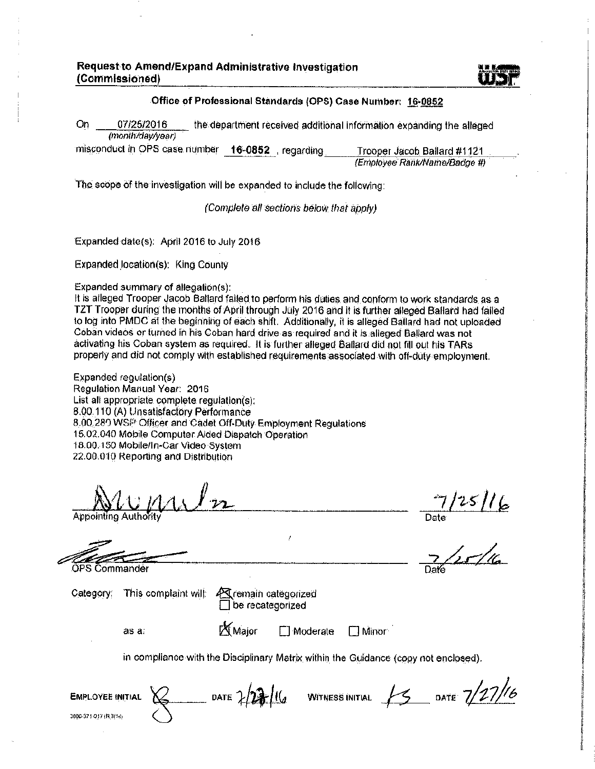## Request to Amend/Expand Administrative Investigation (Commissioned)

WSP

**Office of Professional Standards (OPS) Case Number: 16-0852**

On 07/25/2016 the department received additional information expanding the alleged
*(month/day/year)*

misconduct in OPS case number **16-0852**, regarding Trooper Jacob Ballard #1121.
*(Employee Rank/Name/Badge #)*

The scope of the investigation will be expanded to include the following:

*(Complete all sections below that apply)*

Expanded date(s): April 2016 to July 2016

Expanded location(s): King County

Expanded summary of allegation(s):
It is alleged Trooper Jacob Ballard failed to perform his duties and conform to work standards as a TZT Trooper during the months of April through July 2016 and it is further alleged Ballard had failed to log into PMDC at the beginning of each shift. Additionally, it is alleged Ballard had not uploaded Coban videos or turned in his Coban hard drive as required and it is alleged Ballard was not activating his Coban system as required. It is further alleged Ballard did not fill out his TARs properly and did not comply with established requirements associated with off-duty employment.

Expanded regulation(s)
Regulation Manual Year: 2016
List all appropriate complete regulation(s):
8.00.110 (A) Unsatisfactory Performance
8.00.280 WSP Officer and Cadet Off-Duty Employment Regulations
15.02.040 Mobile Computer Aided Dispatch Operation
18.00.150 Mobile/In-Car Video System
22.00.010 Reporting and Distribution

[signature] 7/25/16
Appointing Authority Date

[signature] 7/25/16
OPS Commander Date

Category: This complaint will: ☒ remain categorized
☐ be recategorized

as a: ☒ Major ☐ Moderate ☐ Minor

in compliance with the Disciplinary Matrix within the Guidance (copy not enclosed).

EMPLOYEE INITIAL [initials] DATE 7/27/16 WITNESS INITIAL [initials] DATE 7/27/16

3000-371-017 (R 3/14)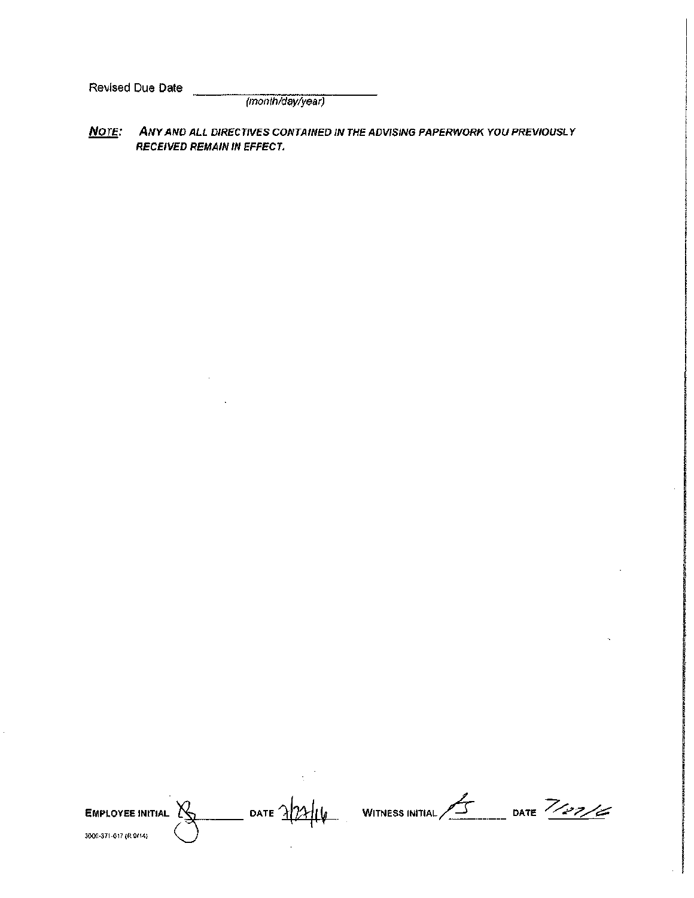Revised Due Date ______________________
(month/day/year)

***NOTE:*** ***ANY AND ALL DIRECTIVES CONTAINED IN THE ADVISING PAPERWORK YOU PREVIOUSLY RECEIVED REMAIN IN EFFECT.***

**EMPLOYEE INITIAL** _____ **DATE** 7/27/16 **WITNESS INITIAL** _____ **DATE** 7/27/16

3000-371-017 (R 9/14)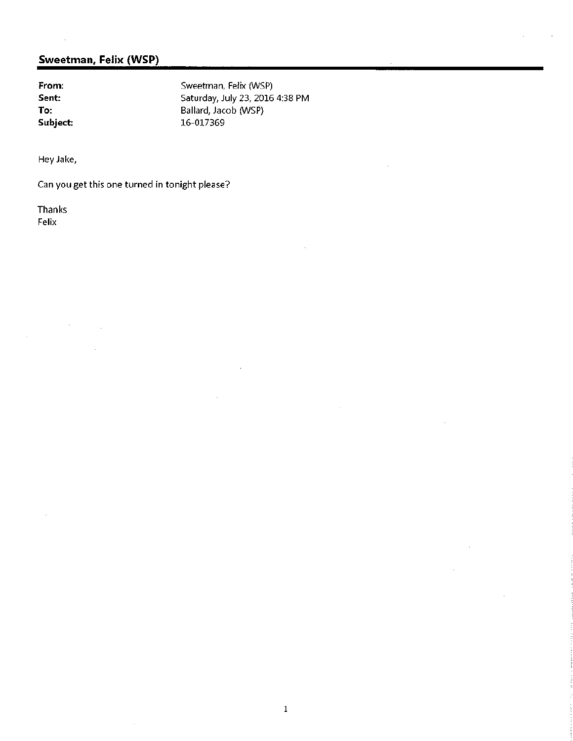## Sweetman, Felix (WSP)

| | |
|---|---|
| **From:** | Sweetman, Felix (WSP) |
| **Sent:** | Saturday, July 23, 2016 4:38 PM |
| **To:** | Ballard, Jacob (WSP) |
| **Subject:** | 16-017369 |

Hey Jake,

Can you get this one turned in tonight please?

Thanks
Felix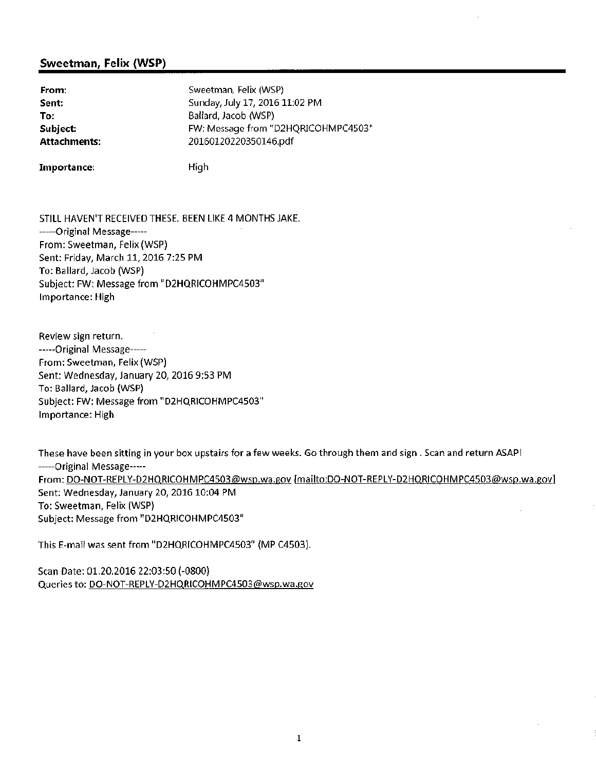## Sweetman, Felix (WSP)

| | |
|---|---|
| **From:** | Sweetman, Felix (WSP) |
| **Sent:** | Sunday, July 17, 2016 11:02 PM |
| **To:** | Ballard, Jacob (WSP) |
| **Subject:** | FW: Message from "D2HQRICOHMPC4503" |
| **Attachments:** | 20160120220350146.pdf |
| **Importance:** | High |

STILL HAVEN'T RECEIVED THESE. BEEN LIKE 4 MONTHS JAKE.

-----Original Message-----
From: Sweetman, Felix (WSP)
Sent: Friday, March 11, 2016 7:25 PM
To: Ballard, Jacob (WSP)
Subject: FW: Message from "D2HQRICOHMPC4503"
Importance: High

Review sign return.

-----Original Message-----
From: Sweetman, Felix (WSP)
Sent: Wednesday, January 20, 2016 9:53 PM
To: Ballard, Jacob (WSP)
Subject: FW: Message from "D2HQRICOHMPC4503"
Importance: High

These have been sitting in your box upstairs for a few weeks. Go through them and sign . Scan and return ASAP!

-----Original Message-----
From: DO-NOT-REPLY-D2HQRICOHMPC4503@wsp.wa.gov [mailto:DO-NOT-REPLY-D2HQRICOHMPC4503@wsp.wa.gov]
Sent: Wednesday, January 20, 2016 10:04 PM
To: Sweetman, Felix (WSP)
Subject: Message from "D2HQRICOHMPC4503"

This E-mail was sent from "D2HQRICOHMPC4503" (MP C4503).

Scan Date: 01.20.2016 22:03:50 (-0800)
Queries to: DO-NOT-REPLY-D2HQRICOHMPC4503@wsp.wa.gov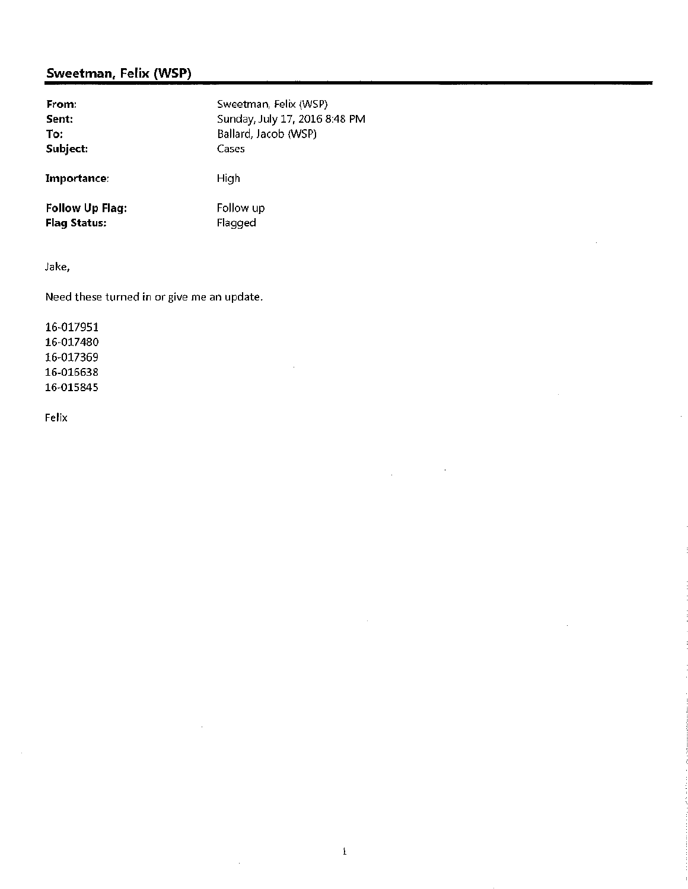## Sweetman, Felix (WSP)

| | |
|---|---|
| **From:** | Sweetman, Felix (WSP) |
| **Sent:** | Sunday, July 17, 2016 8:48 PM |
| **To:** | Ballard, Jacob (WSP) |
| **Subject:** | Cases |
| **Importance:** | High |
| **Follow Up Flag:** | Follow up |
| **Flag Status:** | Flagged |

Jake,

Need these turned in or give me an update.

16-017951
16-017480
16-017369
16-016638
16-015845

Felix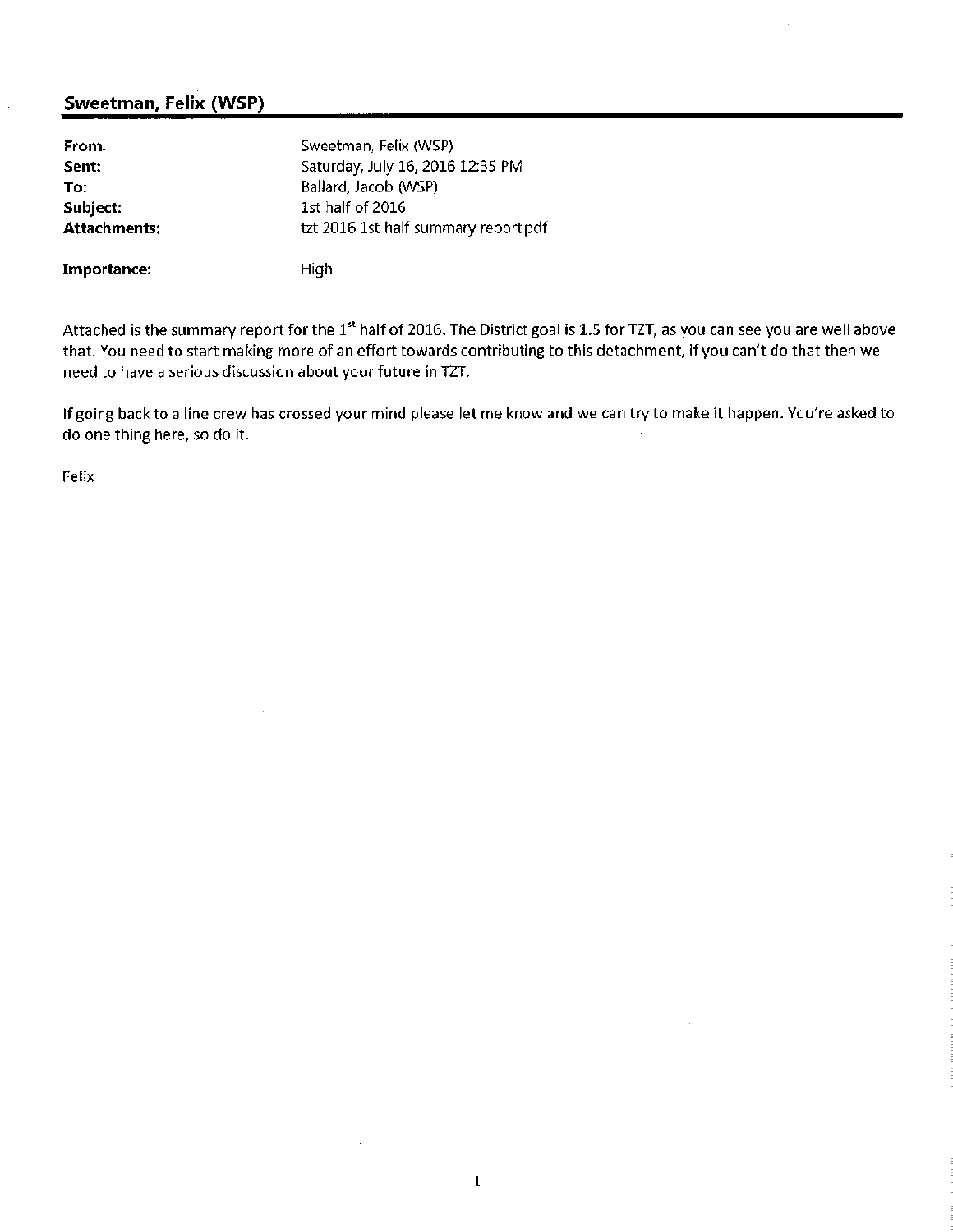## Sweetman, Felix (WSP)

| | |
|---|---|
| **From:** | Sweetman, Felix (WSP) |
| **Sent:** | Saturday, July 16, 2016 12:35 PM |
| **To:** | Ballard, Jacob (WSP) |
| **Subject:** | 1st half of 2016 |
| **Attachments:** | tzt 2016 1st half summary report.pdf |
| **Importance:** | High |

Attached is the summary report for the 1st half of 2016. The District goal is 1.5 for TZT, as you can see you are well above that. You need to start making more of an effort towards contributing to this detachment, if you can't do that then we need to have a serious discussion about your future in TZT.

If going back to a line crew has crossed your mind please let me know and we can try to make it happen. You're asked to do one thing here, so do it.

Felix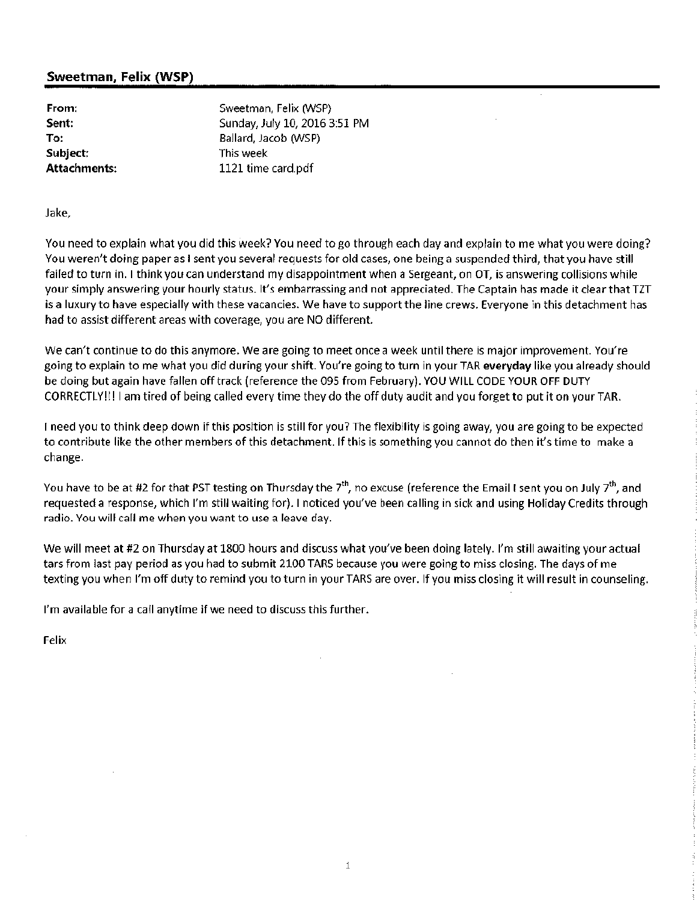## Sweetman, Felix (WSP)

| | |
|---|---|
| **From:** | Sweetman, Felix (WSP) |
| **Sent:** | Sunday, July 10, 2016 3:51 PM |
| **To:** | Ballard, Jacob (WSP) |
| **Subject:** | This week |
| **Attachments:** | 1121 time card.pdf |

Jake,

You need to explain what you did this week? You need to go through each day and explain to me what you were doing? You weren't doing paper as I sent you several requests for old cases, one being a suspended third, that you have still failed to turn in. I think you can understand my disappointment when a Sergeant, on OT, is answering collisions while your simply answering your hourly status. It's embarrassing and not appreciated. The Captain has made it clear that TZT is a luxury to have especially with these vacancies. We have to support the line crews. Everyone in this detachment has had to assist different areas with coverage, you are NO different.

We can't continue to do this anymore. We are going to meet once a week until there is major improvement. You're going to explain to me what you did during your shift. You're going to turn in your TAR **everyday** like you already should be doing but again have fallen off track (reference the 095 from February). YOU WILL CODE YOUR OFF DUTY CORRECTLY!!! I am tired of being called every time they do the off duty audit and you forget to put it on your TAR.

I need you to think deep down if this position is still for you? The flexibility is going away, you are going to be expected to contribute like the other members of this detachment. If this is something you cannot do then it's time to make a change.

You have to be at #2 for that PST testing on Thursday the 7th, no excuse (reference the Email I sent you on July 7th, and requested a response, which I'm still waiting for). I noticed you've been calling in sick and using Holiday Credits through radio. You will call me when you want to use a leave day.

We will meet at #2 on Thursday at 1800 hours and discuss what you've been doing lately. I'm still awaiting your actual tars from last pay period as you had to submit 2100 TARS because you were going to miss closing. The days of me texting you when I'm off duty to remind you to turn in your TARS are over. If you miss closing it will result in counseling.

I'm available for a call anytime if we need to discuss this further.

Felix